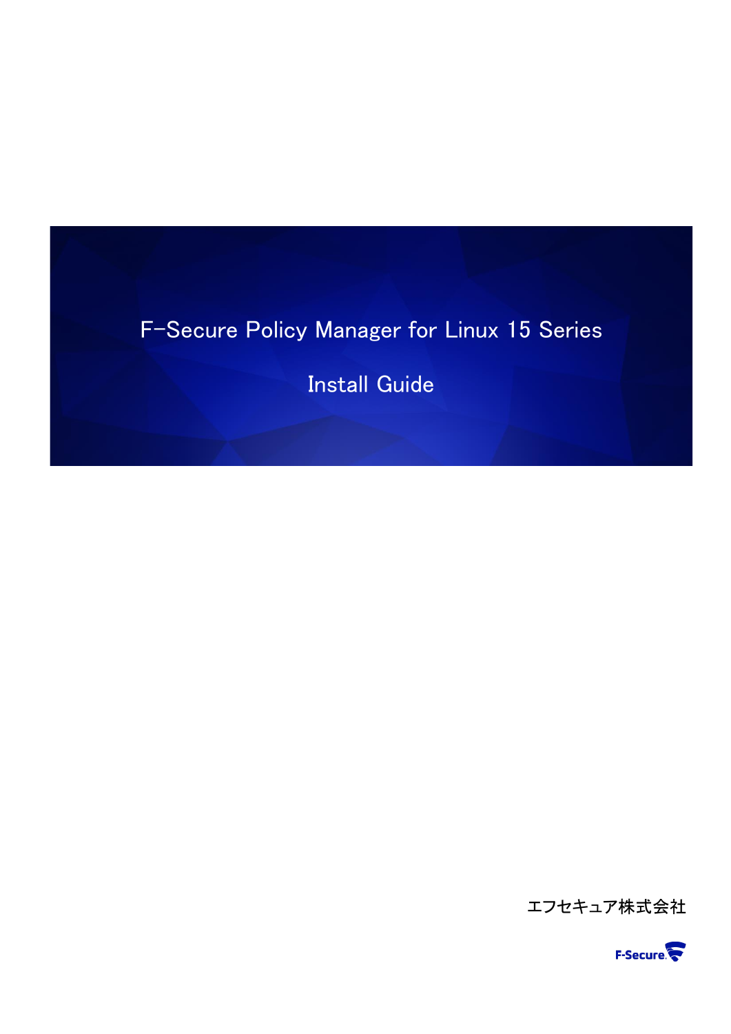# F-Secure Policy Manager for Linux 15 Series

# Install Guide

エフセキュア株式会社

F-Secure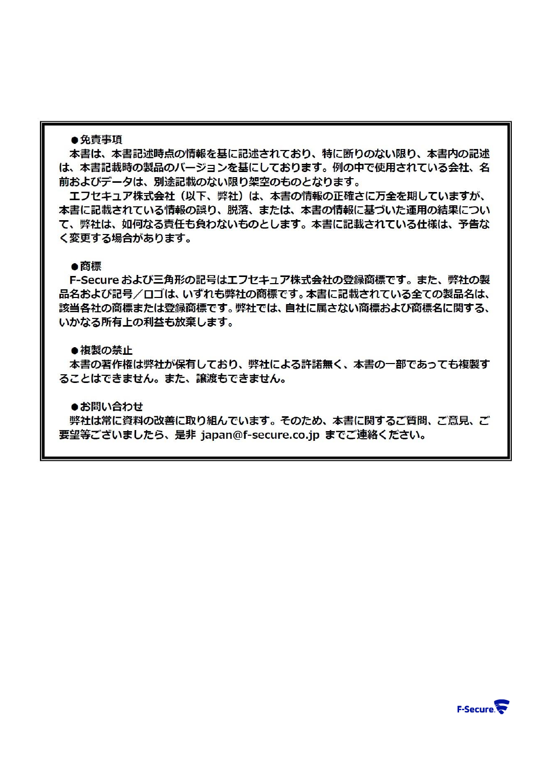●免責事項

本書は、本書記述時点の情報を基に記述されており、特に断りのない限り、本書内の記述は、本書記載時の製品のバージョンを基にしております。例の中で使用されている会社、名前およびデータは、別途記載のない限り架空のものとなります。

エフセキュア株式会社（以下、弊社）は、本書の情報の正確さに万全を期していますが、本書に記載されている情報の誤り、脱落、または、本書の情報に基づいた運用の結果について、弊社は、如何なる責任も負わないものとします。本書に記載されている仕様は、予告なく変更する場合があります。

●商標

F-Secure および三角形の記号はエフセキュア株式会社の登録商標です。また、弊社の製品名および記号／ロゴは、いずれも弊社の商標です。本書に記載されている全ての製品名は、該当各社の商標または登録商標です。弊社では、自社に属さない商標および商標名に関する、いかなる所有上の利益も放棄します。

●複製の禁止

本書の著作権は弊社が保有しており、弊社による許諾無く、本書の一部であっても複製することはできません。また、譲渡もできません。

●お問い合わせ

弊社は常に資料の改善に取り組んでいます。そのため、本書に関するご質問、ご意見、ご要望等ございましたら、是非 japan@f-secure.co.jp までご連絡ください。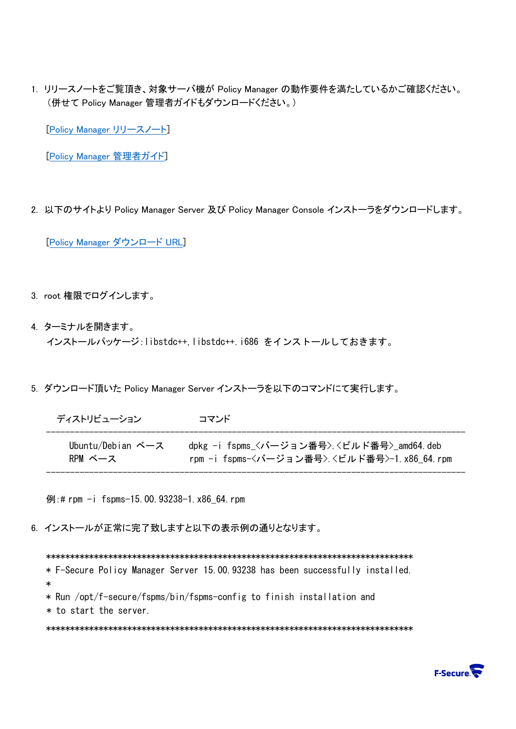1. リリースノートをご覧頂き、対象サーバ機が Policy Manager の動作要件を満たしているかご確認ください。（併せて Policy Manager 管理者ガイドもダウンロードください。）

   [Policy Manager リリースノート]

   [Policy Manager 管理者ガイド]

2. 以下のサイトより Policy Manager Server 及び Policy Manager Console インストーラをダウンロードします。

   [Policy Manager ダウンロード URL]

3. root 権限でログインします。

4. ターミナルを開きます。
   インストールパッケージ：libstdc++, libstdc++.i686 をインストールしておきます。

5. ダウンロード頂いた Policy Manager Server インストーラを以下のコマンドにて実行します。

| ディストリビューション | コマンド |
|---|---|
| Ubuntu/Debian ベース | dpkg -i fspms_<バージョン番号>.<ビルド番号>_amd64.deb |
| RPM ベース | rpm -i fspms-<バージョン番号>.<ビルド番号>-1.x86_64.rpm |

   例：# rpm -i fspms-15.00.93238-1.x86_64.rpm

6. インストールが正常に完了致しますと以下の表示例の通りとなります。

```
******************************************************************************
* F-Secure Policy Manager Server 15.00.93238 has been successfully installed.
*
* Run /opt/f-secure/fspms/bin/fspms-config to finish installation and
* to start the server.
******************************************************************************
```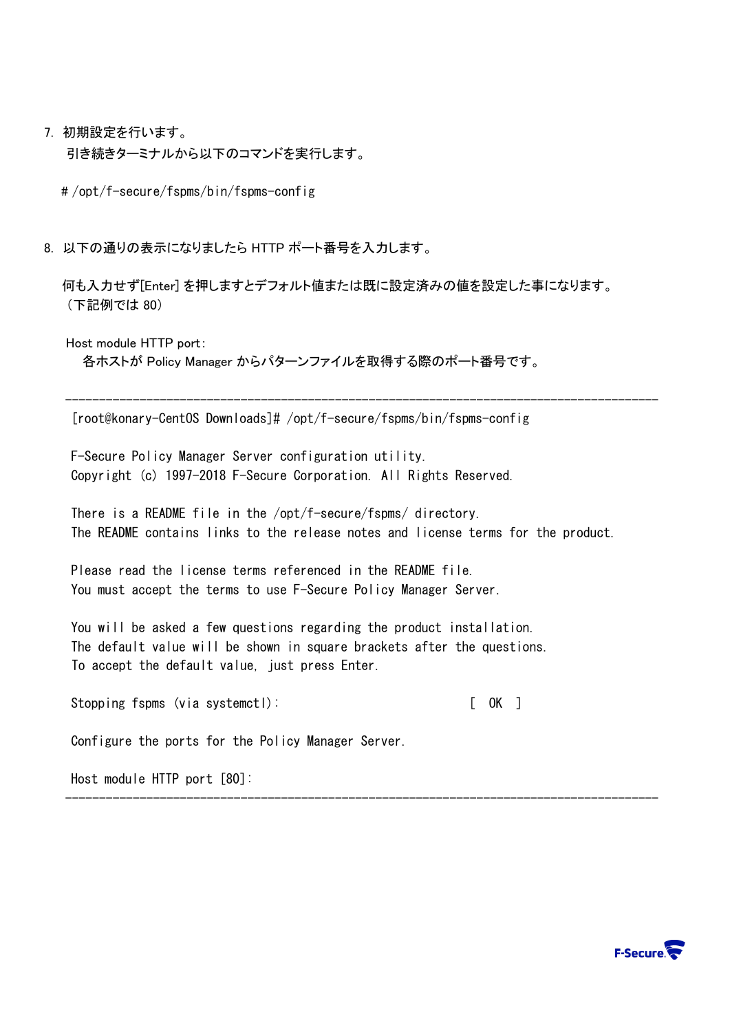7. 初期設定を行います。
   引き続きターミナルから以下のコマンドを実行します。

```
# /opt/f-secure/fspms/bin/fspms-config
```

8. 以下の通りの表示になりましたら HTTP ポート番号を入力します。

   何も入力せず[Enter] を押しますとデフォルト値または既に設定済みの値を設定した事になります。
   （下記例では 80）

   Host module HTTP port:
   　各ホストが Policy Manager からパターンファイルを取得する際のポート番号です。

```
[root@konary-CentOS Downloads]# /opt/f-secure/fspms/bin/fspms-config

F-Secure Policy Manager Server configuration utility.
Copyright (c) 1997-2018 F-Secure Corporation. All Rights Reserved.

There is a README file in the /opt/f-secure/fspms/ directory.
The README contains links to the release notes and license terms for the product.

Please read the license terms referenced in the README file.
You must accept the terms to use F-Secure Policy Manager Server.

You will be asked a few questions regarding the product installation.
The default value will be shown in square brackets after the questions.
To accept the default value, just press Enter.

Stopping fspms (via systemctl):                                [  OK  ]

Configure the ports for the Policy Manager Server.

Host module HTTP port [80]:
```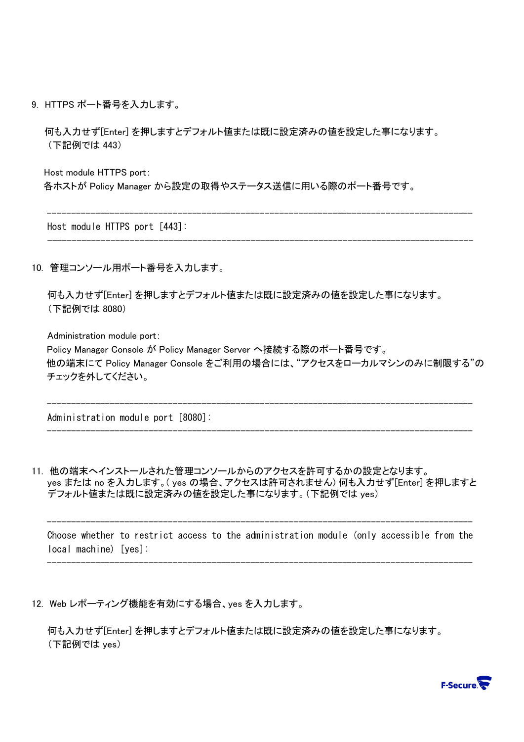9. HTTPS ポート番号を入力します。

 何も入力せず[Enter] を押しますとデフォルト値または既に設定済みの値を設定した事になります。
 （下記例では 443）

 Host module HTTPS port：
 各ホストが Policy Manager から設定の取得やステータス送信に用いる際のポート番号です。

```
Host module HTTPS port [443]:
```

10. 管理コンソール用ポート番号を入力します。

 何も入力せず[Enter] を押しますとデフォルト値または既に設定済みの値を設定した事になります。
 （下記例では 8080）

 Administration module port：
 Policy Manager Console が Policy Manager Server へ接続する際のポート番号です。
 他の端末にて Policy Manager Console をご利用の場合には、"アクセスをローカルマシンのみに制限する"のチェックを外してください。

```
Administration module port [8080]:
```

11. 他の端末へインストールされた管理コンソールからのアクセスを許可するかの設定となります。
 yes または no を入力します。( yes の場合、アクセスは許可されません) 何も入力せず[Enter] を押しますとデフォルト値または既に設定済みの値を設定した事になります。(下記例では yes)

```
Choose whether to restrict access to the administration module (only accessible from the
local machine) [yes]:
```

12. Web レポーティング機能を有効にする場合、yes を入力します。

 何も入力せず[Enter] を押しますとデフォルト値または既に設定済みの値を設定した事になります。
 （下記例では yes）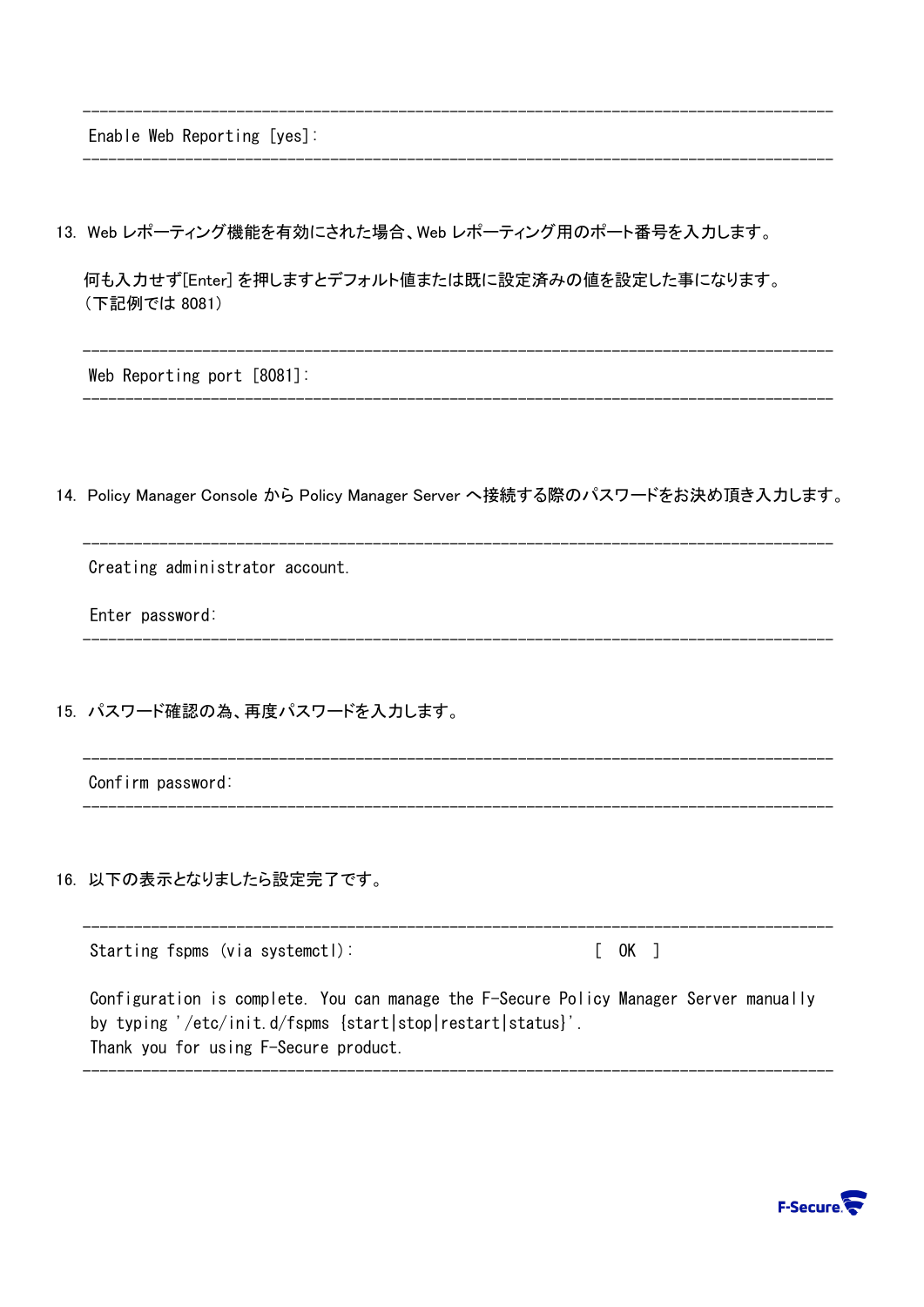```
Enable Web Reporting [yes]:
```

13. Web レポーティング機能を有効にされた場合、Web レポーティング用のポート番号を入力します。

    何も入力せず[Enter] を押しますとデフォルト値または既に設定済みの値を設定した事になります。
    （下記例では 8081）

```
Web Reporting port [8081]:
```

14. Policy Manager Console から Policy Manager Server へ接続する際のパスワードをお決め頂き入力します。

```
Creating administrator account.

Enter password:
```

15. パスワード確認の為、再度パスワードを入力します。

```
Confirm password:
```

16. 以下の表示となりましたら設定完了です。

```
Starting fspms (via systemctl):                      [  OK  ]

Configuration is complete. You can manage the F-Secure Policy Manager Server manually
by typing '/etc/init.d/fspms {start|stop|restart|status}'.
Thank you for using F-Secure product.
```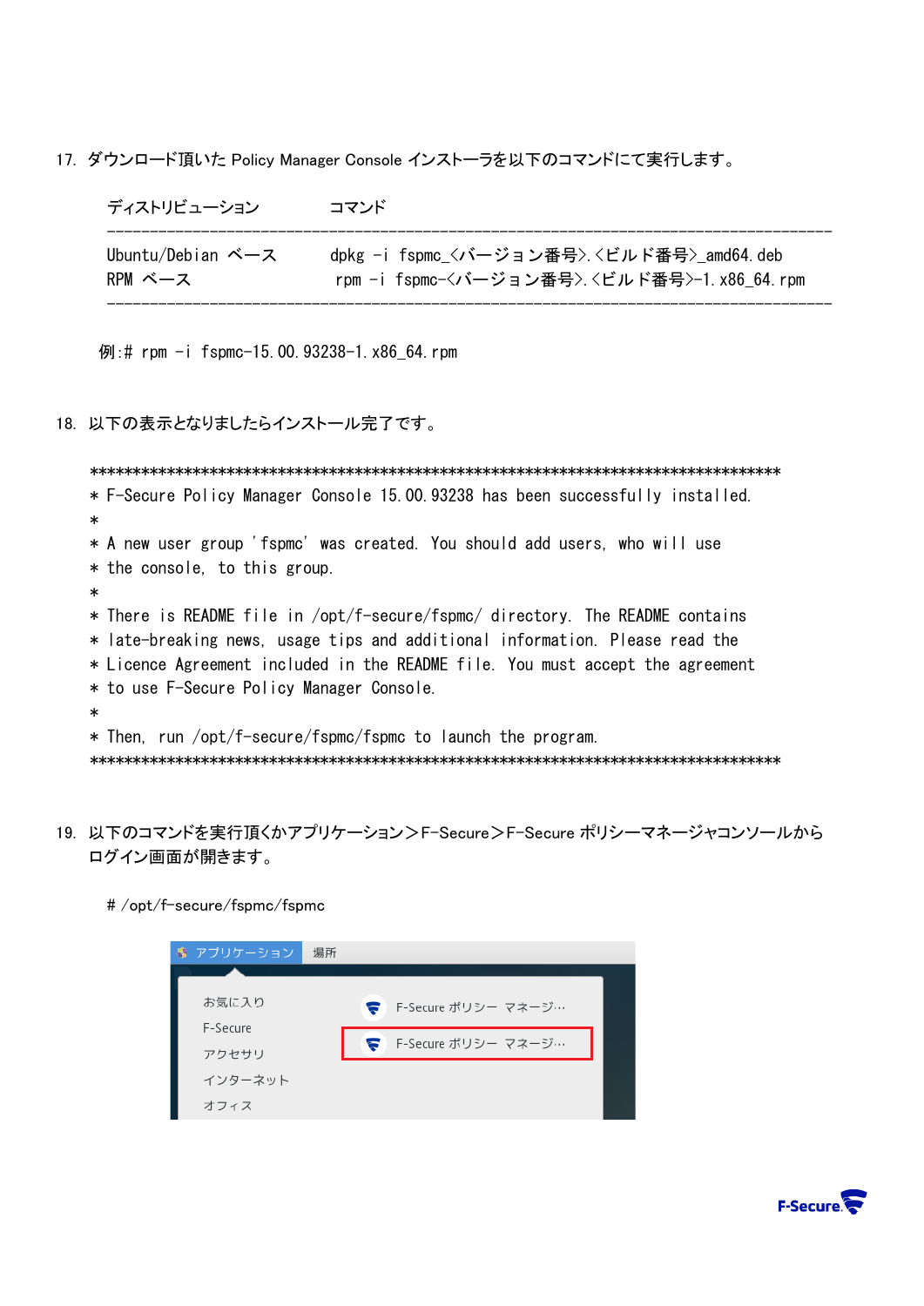17. ダウンロード頂いた Policy Manager Console インストーラを以下のコマンドにて実行します。

| ディストリビューション | コマンド |
|---|---|
| Ubuntu/Debian ベース | dpkg -i fspmc_<バージョン番号>.<ビルド番号>_amd64.deb |
| RPM ベース | rpm -i fspmc-<バージョン番号>.<ビルド番号>-1.x86_64.rpm |

例:# rpm -i fspmc-15.00.93238-1.x86_64.rpm

18. 以下の表示となりましたらインストール完了です。

```
*******************************************************************************
* F-Secure Policy Manager Console 15.00.93238 has been successfully installed.
*
* A new user group 'fspmc' was created. You should add users, who will use
* the console, to this group.
*
* There is README file in /opt/f-secure/fspmc/ directory. The README contains
* late-breaking news, usage tips and additional information. Please read the
* Licence Agreement included in the README file. You must accept the agreement
* to use F-Secure Policy Manager Console.
*
* Then, run /opt/f-secure/fspmc/fspmc to launch the program.
*******************************************************************************
```

19. 以下のコマンドを実行頂くかアプリケーション＞F-Secure＞F-Secure ポリシーマネージャコンソールからログイン画面が開きます。

```
# /opt/f-secure/fspmc/fspmc
```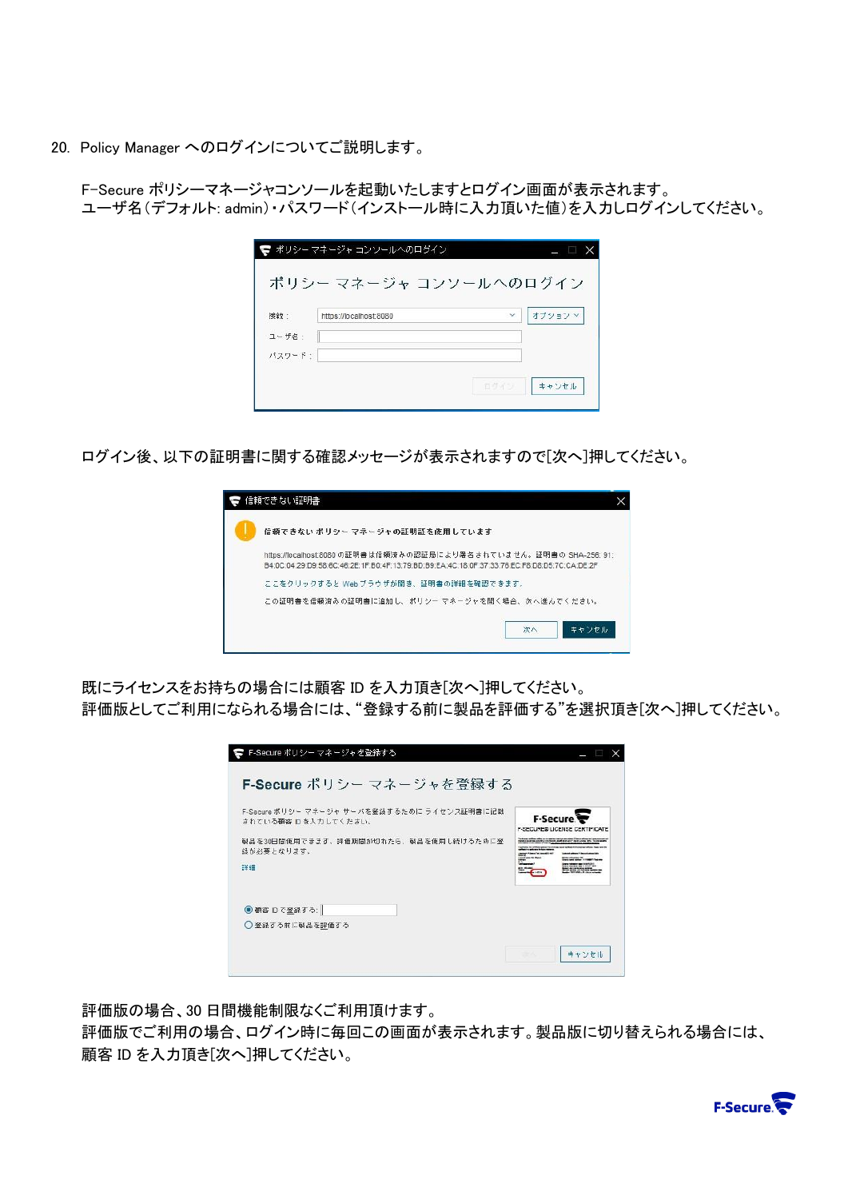20. Policy Manager へのログインについてご説明します。

F-Secure ポリシーマネージャコンソールを起動いたしますとログイン画面が表示されます。
ユーザ名(デフォルト: admin)・パスワード(インストール時に入力頂いた値)を入力しログインしてください。

ログイン後、以下の証明書に関する確認メッセージが表示されますので[次へ]押してください。

既にライセンスをお持ちの場合には顧客 ID を入力頂き[次へ]押してください。
評価版としてご利用になられる場合には、"登録する前に製品を評価する"を選択頂き[次へ]押してください。

評価版の場合、30 日間機能制限なくご利用頂けます。
評価版でご利用の場合、ログイン時に毎回この画面が表示されます。製品版に切り替えられる場合には、顧客 ID を入力頂き[次へ]押してください。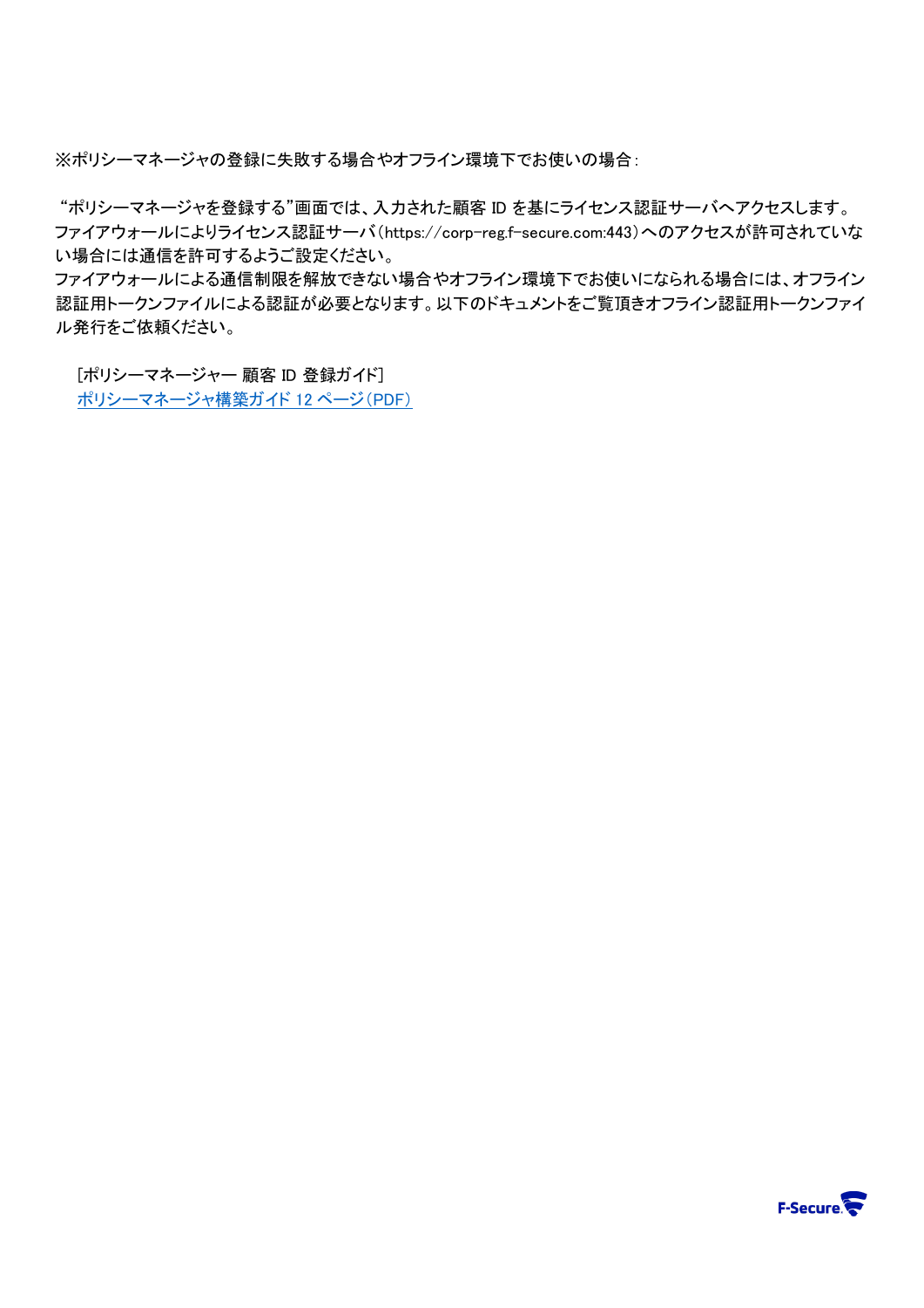※ポリシーマネージャの登録に失敗する場合やオフライン環境下でお使いの場合：

“ポリシーマネージャを登録する”画面では、入力された顧客 ID を基にライセンス認証サーバへアクセスします。
ファイアウォールによりライセンス認証サーバ(https://corp-reg.f-secure.com:443)へのアクセスが許可されていない場合には通信を許可するようご設定ください。
ファイアウォールによる通信制限を解放できない場合やオフライン環境下でお使いになられる場合には、オフライン認証用トークンファイルによる認証が必要となります。以下のドキュメントをご覧頂きオフライン認証用トークンファイル発行をご依頼ください。

[ポリシーマネージャー 顧客 ID 登録ガイド]
ポリシーマネージャ構築ガイド 12 ページ(PDF)